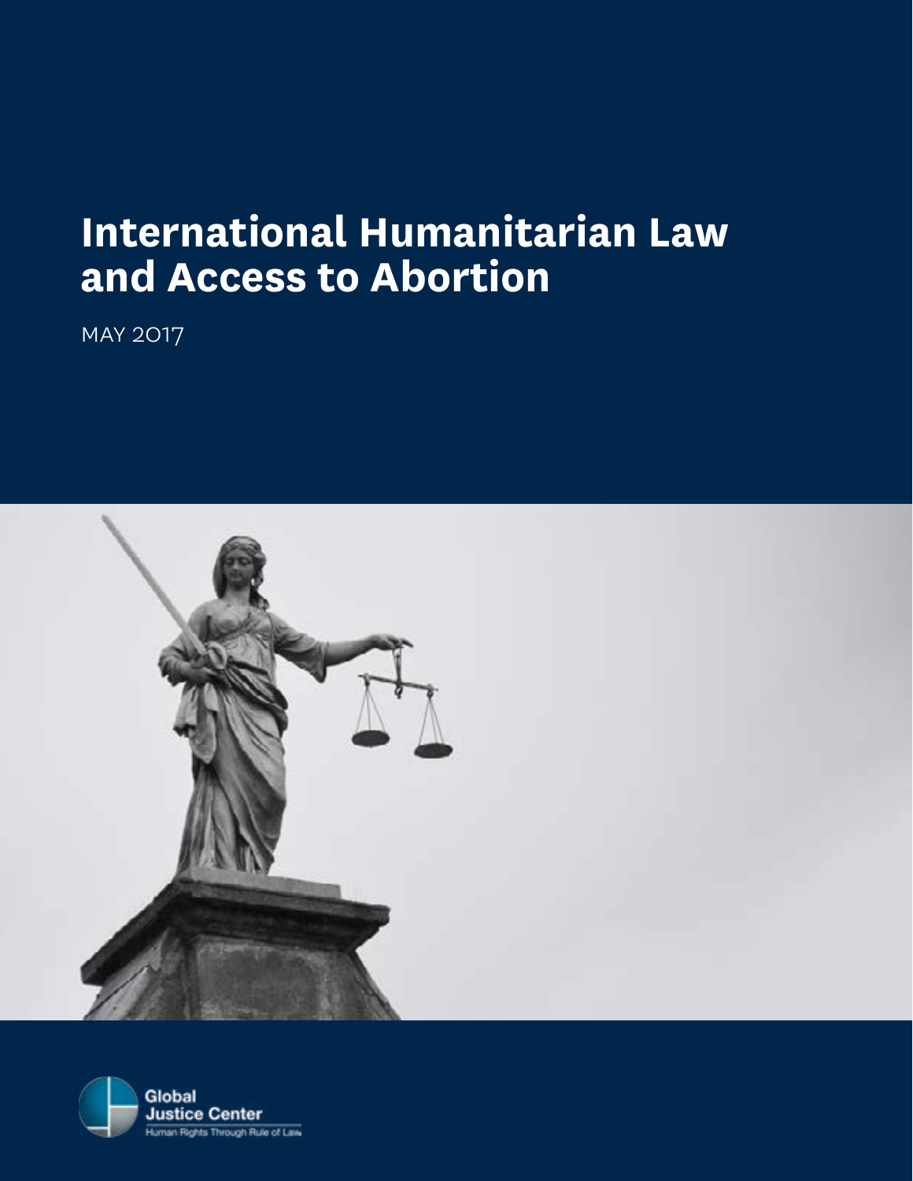# International Humanitarian Law and Access to Abortion

MAY 2017

Global Justice Center

Human Rights Through Rule of Law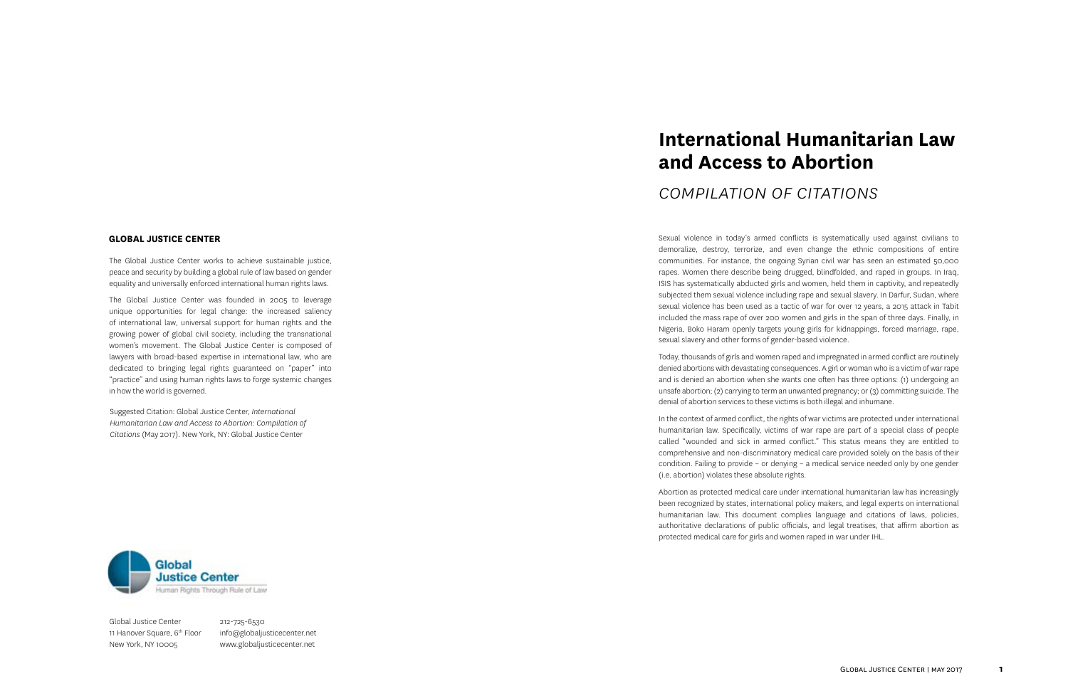## GLOBAL JUSTICE CENTER

The Global Justice Center works to achieve sustainable justice, peace and security by building a global rule of law based on gender equality and universally enforced international human rights laws.

The Global Justice Center was founded in 2005 to leverage unique opportunities for legal change: the increased saliency of international law, universal support for human rights and the growing power of global civil society, including the transnational women's movement. The Global Justice Center is composed of lawyers with broad-based expertise in international law, who are dedicated to bringing legal rights guaranteed on "paper" into "practice" and using human rights laws to forge systemic changes in how the world is governed.

Suggested Citation: Global Justice Center, *International Humanitarian Law and Access to Abortion: Compilation of Citations* (May 2017). New York, NY: Global Justice Center

Global Justice Center
11 Hanover Square, 6th Floor
New York, NY 10005

212-725-6530
info@globaljusticecenter.net
www.globaljusticecenter.net

# International Humanitarian Law and Access to Abortion

## *COMPILATION OF CITATIONS*

Sexual violence in today's armed conflicts is systematically used against civilians to demoralize, destroy, terrorize, and even change the ethnic compositions of entire communities. For instance, the ongoing Syrian civil war has seen an estimated 50,000 rapes. Women there describe being drugged, blindfolded, and raped in groups. In Iraq, ISIS has systematically abducted girls and women, held them in captivity, and repeatedly subjected them sexual violence including rape and sexual slavery. In Darfur, Sudan, where sexual violence has been used as a tactic of war for over 12 years, a 2015 attack in Tabit included the mass rape of over 200 women and girls in the span of three days. Finally, in Nigeria, Boko Haram openly targets young girls for kidnappings, forced marriage, rape, sexual slavery and other forms of gender-based violence.

Today, thousands of girls and women raped and impregnated in armed conflict are routinely denied abortions with devastating consequences. A girl or woman who is a victim of war rape and is denied an abortion when she wants one often has three options: (1) undergoing an unsafe abortion; (2) carrying to term an unwanted pregnancy; or (3) committing suicide. The denial of abortion services to these victims is both illegal and inhumane.

In the context of armed conflict, the rights of war victims are protected under international humanitarian law. Specifically, victims of war rape are part of a special class of people called "wounded and sick in armed conflict." This status means they are entitled to comprehensive and non-discriminatory medical care provided solely on the basis of their condition. Failing to provide – or denying – a medical service needed only by one gender (i.e. abortion) violates these absolute rights.

Abortion as protected medical care under international humanitarian law has increasingly been recognized by states, international policy makers, and legal experts on international humanitarian law. This document complies language and citations of laws, policies, authoritative declarations of public officials, and legal treatises, that affirm abortion as protected medical care for girls and women raped in war under IHL.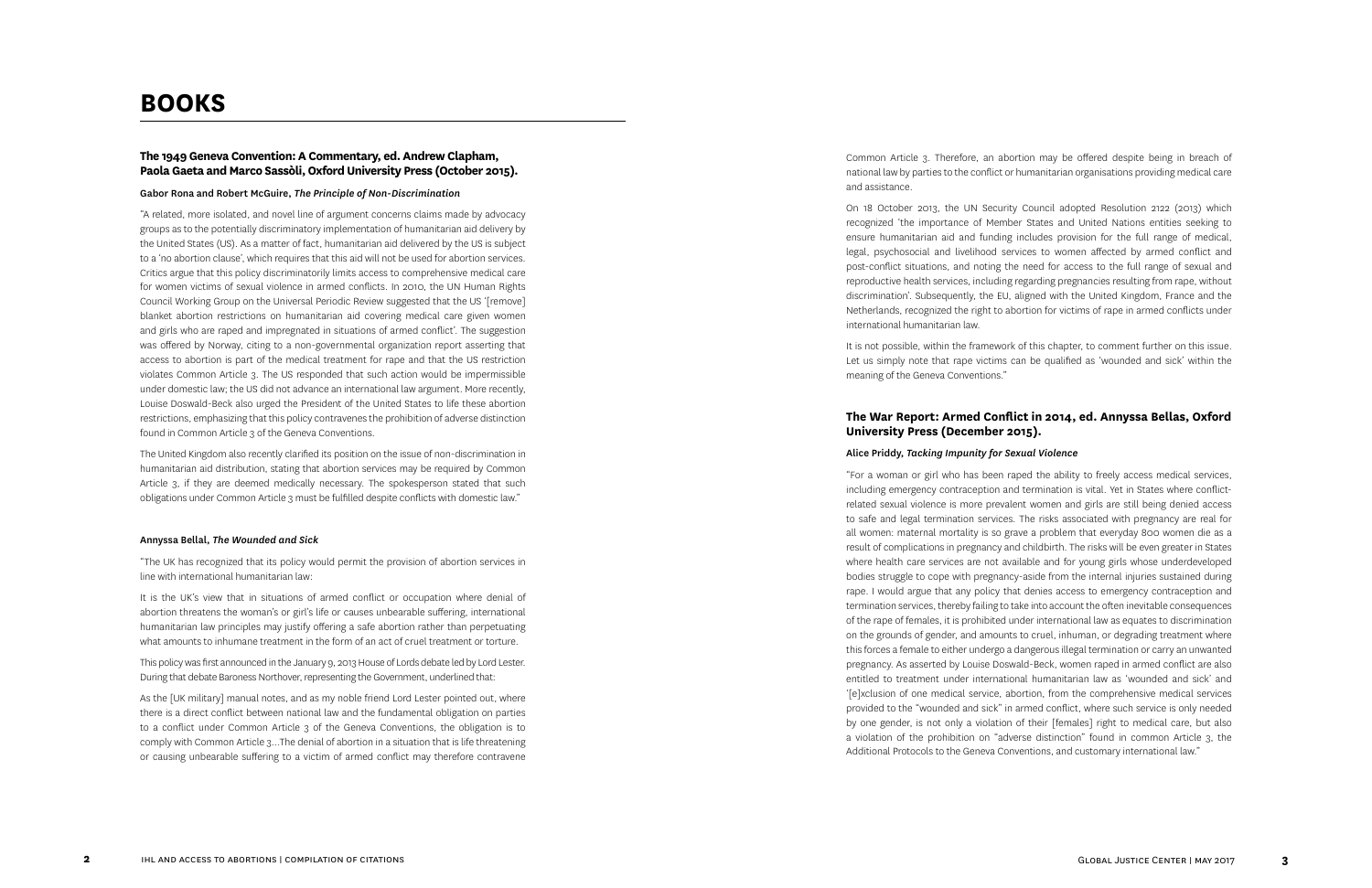# BOOKS

### The 1949 Geneva Convention: A Commentary, ed. Andrew Clapham, Paola Gaeta and Marco Sassòli, Oxford University Press (October 2015).

#### Gabor Rona and Robert McGuire, *The Principle of Non-Discrimination*

"A related, more isolated, and novel line of argument concerns claims made by advocacy groups as to the potentially discriminatory implementation of humanitarian aid delivery by the United States (US). As a matter of fact, humanitarian aid delivered by the US is subject to a 'no abortion clause', which requires that this aid will not be used for abortion services. Critics argue that this policy discriminatorily limits access to comprehensive medical care for women victims of sexual violence in armed conflicts. In 2010, the UN Human Rights Council Working Group on the Universal Periodic Review suggested that the US '[remove] blanket abortion restrictions on humanitarian aid covering medical care given women and girls who are raped and impregnated in situations of armed conflict'. The suggestion was offered by Norway, citing to a non-governmental organization report asserting that access to abortion is part of the medical treatment for rape and that the US restriction violates Common Article 3. The US responded that such action would be impermissible under domestic law; the US did not advance an international law argument. More recently, Louise Doswald-Beck also urged the President of the United States to life these abortion restrictions, emphasizing that this policy contravenes the prohibition of adverse distinction found in Common Article 3 of the Geneva Conventions.

The United Kingdom also recently clarified its position on the issue of non-discrimination in humanitarian aid distribution, stating that abortion services may be required by Common Article 3, if they are deemed medically necessary. The spokesperson stated that such obligations under Common Article 3 must be fulfilled despite conflicts with domestic law."

#### Annyssa Bellal, *The Wounded and Sick*

"The UK has recognized that its policy would permit the provision of abortion services in line with international humanitarian law:

It is the UK's view that in situations of armed conflict or occupation where denial of abortion threatens the woman's or girl's life or causes unbearable suffering, international humanitarian law principles may justify offering a safe abortion rather than perpetuating what amounts to inhumane treatment in the form of an act of cruel treatment or torture.

This policy was first announced in the January 9, 2013 House of Lords debate led by Lord Lester. During that debate Baroness Northover, representing the Government, underlined that:

As the [UK military] manual notes, and as my noble friend Lord Lester pointed out, where there is a direct conflict between national law and the fundamental obligation on parties to a conflict under Common Article 3 of the Geneva Conventions, the obligation is to comply with Common Article 3…The denial of abortion in a situation that is life threatening or causing unbearable suffering to a victim of armed conflict may therefore contravene Common Article 3. Therefore, an abortion may be offered despite being in breach of national law by parties to the conflict or humanitarian organisations providing medical care and assistance.

On 18 October 2013, the UN Security Council adopted Resolution 2122 (2013) which recognized 'the importance of Member States and United Nations entities seeking to ensure humanitarian aid and funding includes provision for the full range of medical, legal, psychosocial and livelihood services to women affected by armed conflict and post-conflict situations, and noting the need for access to the full range of sexual and reproductive health services, including regarding pregnancies resulting from rape, without discrimination'. Subsequently, the EU, aligned with the United Kingdom, France and the Netherlands, recognized the right to abortion for victims of rape in armed conflicts under international humanitarian law.

It is not possible, within the framework of this chapter, to comment further on this issue. Let us simply note that rape victims can be qualified as 'wounded and sick' within the meaning of the Geneva Conventions."

### The War Report: Armed Conflict in 2014, ed. Annyssa Bellas, Oxford University Press (December 2015).

#### Alice Priddy, *Tacking Impunity for Sexual Violence*

"For a woman or girl who has been raped the ability to freely access medical services, including emergency contraception and termination is vital. Yet in States where conflict-related sexual violence is more prevalent women and girls are still being denied access to safe and legal termination services. The risks associated with pregnancy are real for all women: maternal mortality is so grave a problem that everyday 800 women die as a result of complications in pregnancy and childbirth. The risks will be even greater in States where health care services are not available and for young girls whose underdeveloped bodies struggle to cope with pregnancy-aside from the internal injuries sustained during rape. I would argue that any policy that denies access to emergency contraception and termination services, thereby failing to take into account the often inevitable consequences of the rape of females, it is prohibited under international law as equates to discrimination on the grounds of gender, and amounts to cruel, inhuman, or degrading treatment where this forces a female to either undergo a dangerous illegal termination or carry an unwanted pregnancy. As asserted by Louise Doswald-Beck, women raped in armed conflict are also entitled to treatment under international humanitarian law as 'wounded and sick' and '[e]xclusion of one medical service, abortion, from the comprehensive medical services provided to the "wounded and sick" in armed conflict, where such service is only needed by one gender, is not only a violation of their [females] right to medical care, but also a violation of the prohibition on "adverse distinction" found in common Article 3, the Additional Protocols to the Geneva Conventions, and customary international law."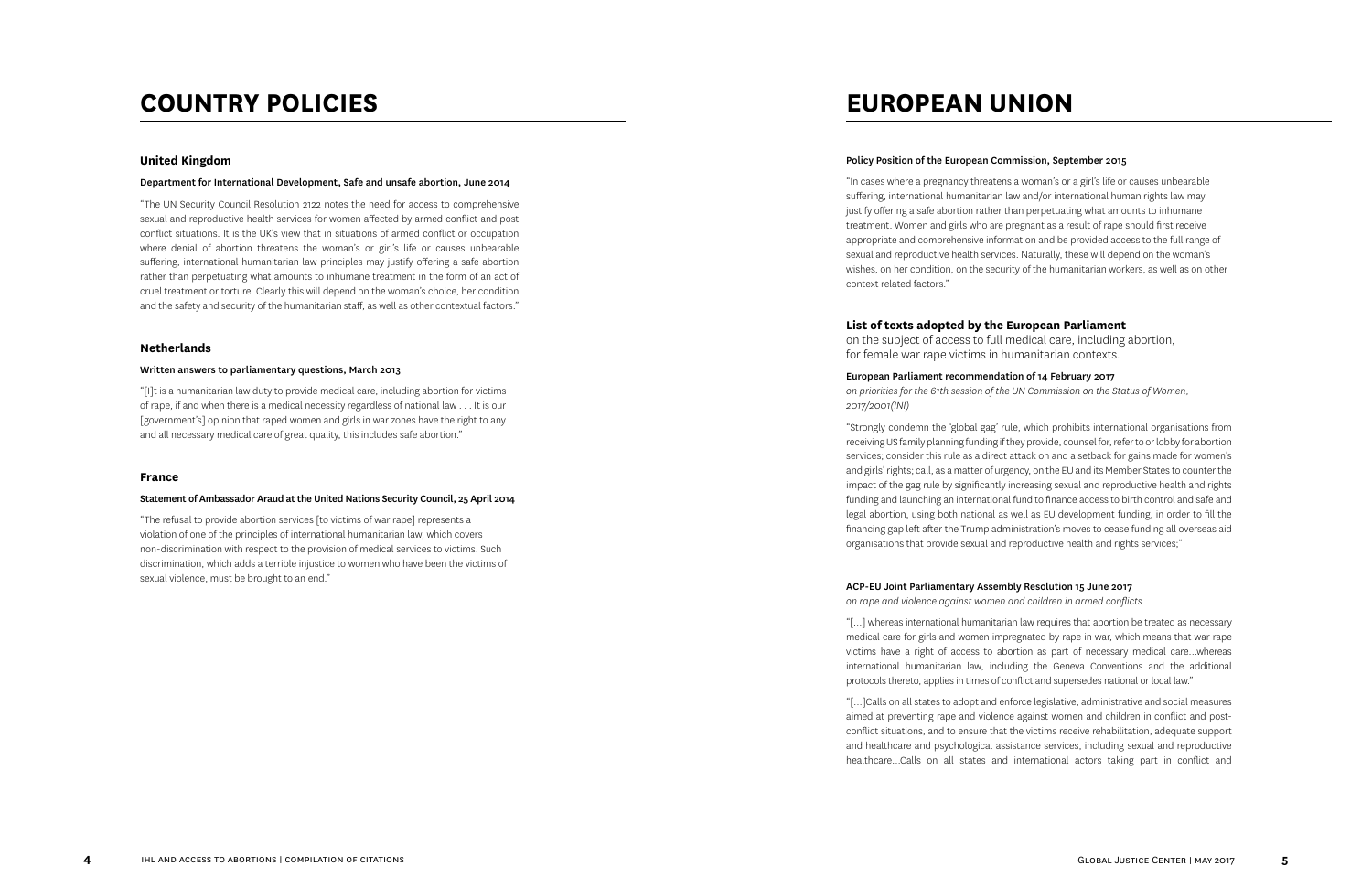# COUNTRY POLICIES

## United Kingdom

**Department for International Development, Safe and unsafe abortion, June 2014**

"The UN Security Council Resolution 2122 notes the need for access to comprehensive sexual and reproductive health services for women affected by armed conflict and post conflict situations. It is the UK's view that in situations of armed conflict or occupation where denial of abortion threatens the woman's or girl's life or causes unbearable suffering, international humanitarian law principles may justify offering a safe abortion rather than perpetuating what amounts to inhumane treatment in the form of an act of cruel treatment or torture. Clearly this will depend on the woman's choice, her condition and the safety and security of the humanitarian staff, as well as other contextual factors."

## Netherlands

**Written answers to parliamentary questions, March 2013**

"[I]t is a humanitarian law duty to provide medical care, including abortion for victims of rape, if and when there is a medical necessity regardless of national law . . . It is our [government's] opinion that raped women and girls in war zones have the right to any and all necessary medical care of great quality, this includes safe abortion."

## France

**Statement of Ambassador Araud at the United Nations Security Council, 25 April 2014**

"The refusal to provide abortion services [to victims of war rape] represents a violation of one of the principles of international humanitarian law, which covers non-discrimination with respect to the provision of medical services to victims. Such discrimination, which adds a terrible injustice to women who have been the victims of sexual violence, must be brought to an end."

# EUROPEAN UNION

**Policy Position of the European Commission, September 2015**

"In cases where a pregnancy threatens a woman's or a girl's life or causes unbearable suffering, international humanitarian law and/or international human rights law may justify offering a safe abortion rather than perpetuating what amounts to inhumane treatment. Women and girls who are pregnant as a result of rape should first receive appropriate and comprehensive information and be provided access to the full range of sexual and reproductive health services. Naturally, these will depend on the woman's wishes, on her condition, on the security of the humanitarian workers, as well as on other context related factors."

## List of texts adopted by the European Parliament

on the subject of access to full medical care, including abortion, for female war rape victims in humanitarian contexts.

**European Parliament recommendation of 14 February 2017**

*on priorities for the 61th session of the UN Commission on the Status of Women, 2017/2001(INI)*

"Strongly condemn the 'global gag' rule, which prohibits international organisations from receiving US family planning funding if they provide, counsel for, refer to or lobby for abortion services; consider this rule as a direct attack on and a setback for gains made for women's and girls' rights; call, as a matter of urgency, on the EU and its Member States to counter the impact of the gag rule by significantly increasing sexual and reproductive health and rights funding and launching an international fund to finance access to birth control and safe and legal abortion, using both national as well as EU development funding, in order to fill the financing gap left after the Trump administration's moves to cease funding all overseas aid organisations that provide sexual and reproductive health and rights services;"

**ACP-EU Joint Parliamentary Assembly Resolution 15 June 2017**

*on rape and violence against women and children in armed conflicts*

"[...] whereas international humanitarian law requires that abortion be treated as necessary medical care for girls and women impregnated by rape in war, which means that war rape victims have a right of access to abortion as part of necessary medical care...whereas international humanitarian law, including the Geneva Conventions and the additional protocols thereto, applies in times of conflict and supersedes national or local law."

"[...]Calls on all states to adopt and enforce legislative, administrative and social measures aimed at preventing rape and violence against women and children in conflict and post-conflict situations, and to ensure that the victims receive rehabilitation, adequate support and healthcare and psychological assistance services, including sexual and reproductive healthcare...Calls on all states and international actors taking part in conflict and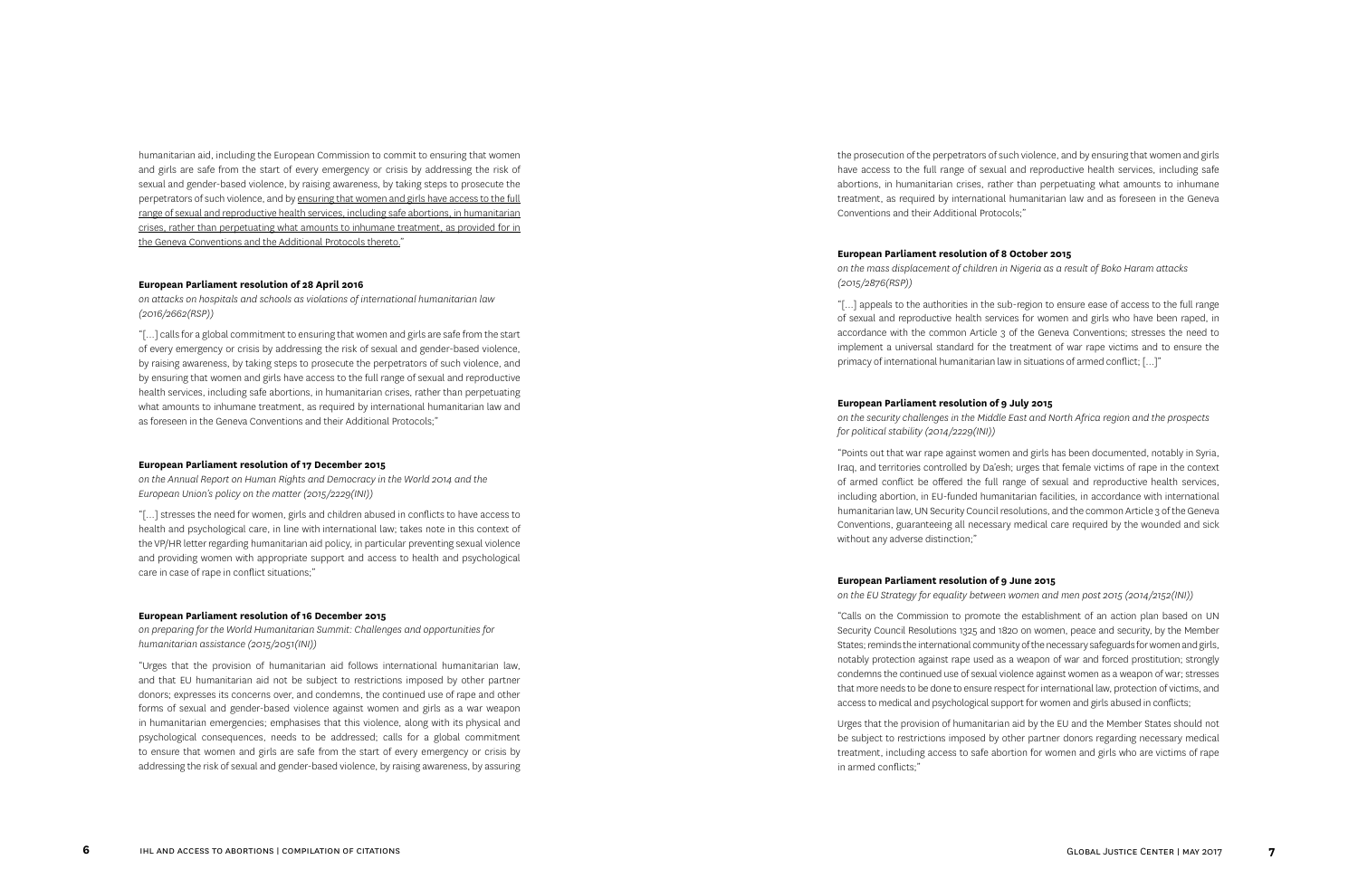humanitarian aid, including the European Commission to commit to ensuring that women and girls are safe from the start of every emergency or crisis by addressing the risk of sexual and gender-based violence, by raising awareness, by taking steps to prosecute the perpetrators of such violence, and by ensuring that women and girls have access to the full range of sexual and reproductive health services, including safe abortions, in humanitarian crises, rather than perpetuating what amounts to inhumane treatment, as provided for in the Geneva Conventions and the Additional Protocols thereto."

**European Parliament resolution of 28 April 2016**

*on attacks on hospitals and schools as violations of international humanitarian law (2016/2662(RSP))*

"[...] calls for a global commitment to ensuring that women and girls are safe from the start of every emergency or crisis by addressing the risk of sexual and gender-based violence, by raising awareness, by taking steps to prosecute the perpetrators of such violence, and by ensuring that women and girls have access to the full range of sexual and reproductive health services, including safe abortions, in humanitarian crises, rather than perpetuating what amounts to inhumane treatment, as required by international humanitarian law and as foreseen in the Geneva Conventions and their Additional Protocols;"

**European Parliament resolution of 17 December 2015**

*on the Annual Report on Human Rights and Democracy in the World 2014 and the European Union's policy on the matter (2015/2229(INI))*

"[...] stresses the need for women, girls and children abused in conflicts to have access to health and psychological care, in line with international law; takes note in this context of the VP/HR letter regarding humanitarian aid policy, in particular preventing sexual violence and providing women with appropriate support and access to health and psychological care in case of rape in conflict situations;"

**European Parliament resolution of 16 December 2015**

*on preparing for the World Humanitarian Summit: Challenges and opportunities for humanitarian assistance (2015/2051(INI))*

"Urges that the provision of humanitarian aid follows international humanitarian law, and that EU humanitarian aid not be subject to restrictions imposed by other partner donors; expresses its concerns over, and condemns, the continued use of rape and other forms of sexual and gender-based violence against women and girls as a war weapon in humanitarian emergencies; emphasises that this violence, along with its physical and psychological consequences, needs to be addressed; calls for a global commitment to ensure that women and girls are safe from the start of every emergency or crisis by addressing the risk of sexual and gender-based violence, by raising awareness, by assuring the prosecution of the perpetrators of such violence, and by ensuring that women and girls have access to the full range of sexual and reproductive health services, including safe abortions, in humanitarian crises, rather than perpetuating what amounts to inhumane treatment, as required by international humanitarian law and as foreseen in the Geneva Conventions and their Additional Protocols;"

**European Parliament resolution of 8 October 2015**

*on the mass displacement of children in Nigeria as a result of Boko Haram attacks (2015/2876(RSP))*

"[...] appeals to the authorities in the sub-region to ensure ease of access to the full range of sexual and reproductive health services for women and girls who have been raped, in accordance with the common Article 3 of the Geneva Conventions; stresses the need to implement a universal standard for the treatment of war rape victims and to ensure the primacy of international humanitarian law in situations of armed conflict; [...]"

**European Parliament resolution of 9 July 2015**

*on the security challenges in the Middle East and North Africa region and the prospects for political stability (2014/2229(INI))*

"Points out that war rape against women and girls has been documented, notably in Syria, Iraq, and territories controlled by Da'esh; urges that female victims of rape in the context of armed conflict be offered the full range of sexual and reproductive health services, including abortion, in EU-funded humanitarian facilities, in accordance with international humanitarian law, UN Security Council resolutions, and the common Article 3 of the Geneva Conventions, guaranteeing all necessary medical care required by the wounded and sick without any adverse distinction;"

**European Parliament resolution of 9 June 2015**

*on the EU Strategy for equality between women and men post 2015 (2014/2152(INI))*

"Calls on the Commission to promote the establishment of an action plan based on UN Security Council Resolutions 1325 and 1820 on women, peace and security, by the Member States; reminds the international community of the necessary safeguards for women and girls, notably protection against rape used as a weapon of war and forced prostitution; strongly condemns the continued use of sexual violence against women as a weapon of war; stresses that more needs to be done to ensure respect for international law, protection of victims, and access to medical and psychological support for women and girls abused in conflicts;

Urges that the provision of humanitarian aid by the EU and the Member States should not be subject to restrictions imposed by other partner donors regarding necessary medical treatment, including access to safe abortion for women and girls who are victims of rape in armed conflicts;"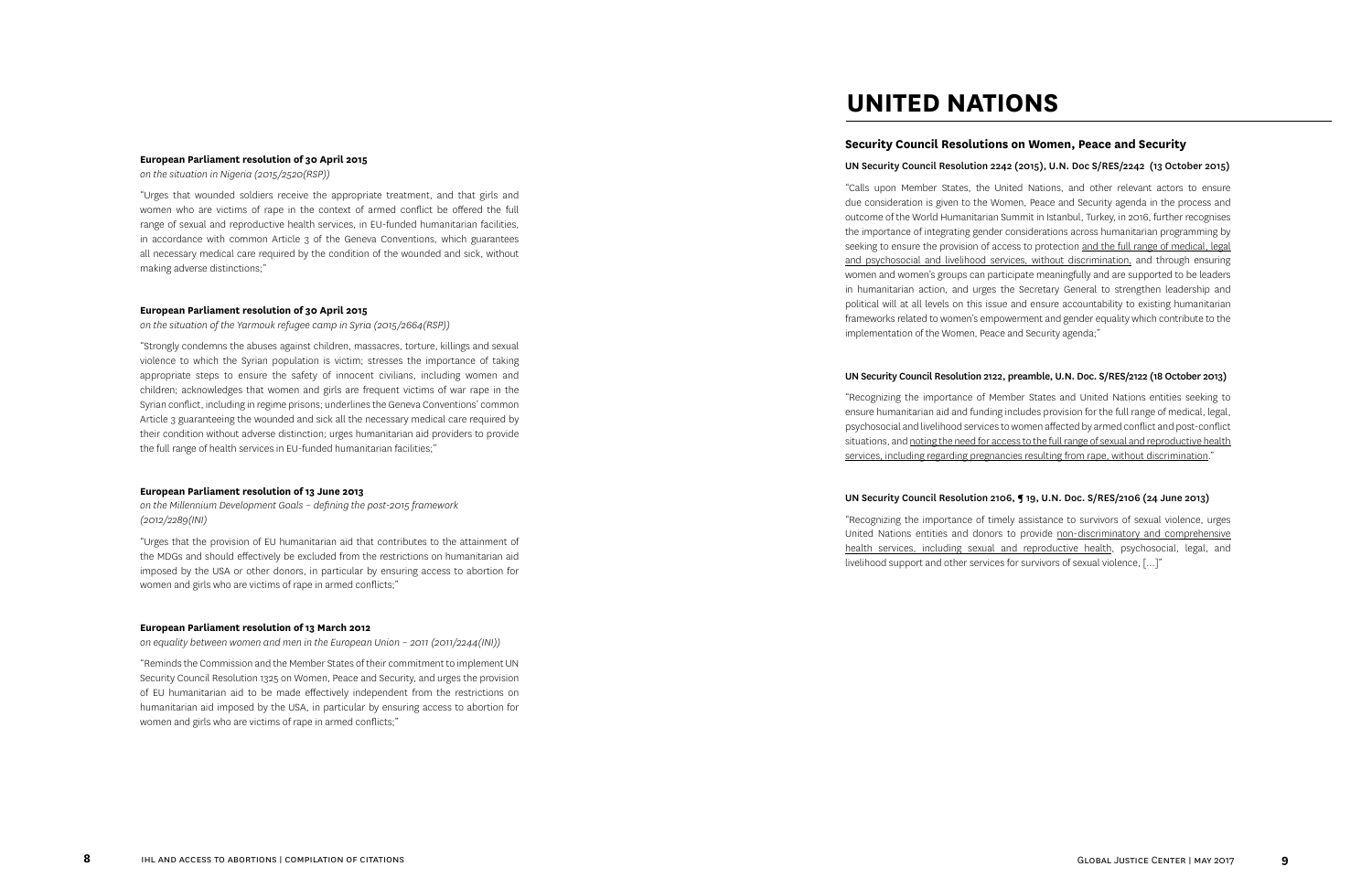#### European Parliament resolution of 30 April 2015

*on the situation in Nigeria (2015/2520(RSP))*

"Urges that wounded soldiers receive the appropriate treatment, and that girls and women who are victims of rape in the context of armed conflict be offered the full range of sexual and reproductive health services, in EU-funded humanitarian facilities, in accordance with common Article 3 of the Geneva Conventions, which guarantees all necessary medical care required by the condition of the wounded and sick, without making adverse distinctions;"

#### European Parliament resolution of 30 April 2015

*on the situation of the Yarmouk refugee camp in Syria (2015/2664(RSP))*

"Strongly condemns the abuses against children, massacres, torture, killings and sexual violence to which the Syrian population is victim; stresses the importance of taking appropriate steps to ensure the safety of innocent civilians, including women and children; acknowledges that women and girls are frequent victims of war rape in the Syrian conflict, including in regime prisons; underlines the Geneva Conventions' common Article 3 guaranteeing the wounded and sick all the necessary medical care required by their condition without adverse distinction; urges humanitarian aid providers to provide the full range of health services in EU-funded humanitarian facilities;"

#### European Parliament resolution of 13 June 2013

*on the Millennium Development Goals – defining the post-2015 framework (2012/2289(INI)*

"Urges that the provision of EU humanitarian aid that contributes to the attainment of the MDGs and should effectively be excluded from the restrictions on humanitarian aid imposed by the USA or other donors, in particular by ensuring access to abortion for women and girls who are victims of rape in armed conflicts;"

#### European Parliament resolution of 13 March 2012

*on equality between women and men in the European Union – 2011 (2011/2244(INI))*

"Reminds the Commission and the Member States of their commitment to implement UN Security Council Resolution 1325 on Women, Peace and Security, and urges the provision of EU humanitarian aid to be made effectively independent from the restrictions on humanitarian aid imposed by the USA, in particular by ensuring access to abortion for women and girls who are victims of rape in armed conflicts;"

# UNITED NATIONS

### Security Council Resolutions on Women, Peace and Security

#### UN Security Council Resolution 2242 (2015), U.N. Doc S/RES/2242 (13 October 2015)

"Calls upon Member States, the United Nations, and other relevant actors to ensure due consideration is given to the Women, Peace and Security agenda in the process and outcome of the World Humanitarian Summit in Istanbul, Turkey, in 2016, further recognises the importance of integrating gender considerations across humanitarian programming by seeking to ensure the provision of access to protection and the full range of medical, legal and psychosocial and livelihood services, without discrimination, and through ensuring women and women's groups can participate meaningfully and are supported to be leaders in humanitarian action, and urges the Secretary General to strengthen leadership and political will at all levels on this issue and ensure accountability to existing humanitarian frameworks related to women's empowerment and gender equality which contribute to the implementation of the Women, Peace and Security agenda;"

#### UN Security Council Resolution 2122, preamble, U.N. Doc. S/RES/2122 (18 October 2013)

"Recognizing the importance of Member States and United Nations entities seeking to ensure humanitarian aid and funding includes provision for the full range of medical, legal, psychosocial and livelihood services to women affected by armed conflict and post-conflict situations, and noting the need for access to the full range of sexual and reproductive health services, including regarding pregnancies resulting from rape, without discrimination."

#### UN Security Council Resolution 2106, ¶ 19, U.N. Doc. S/RES/2106 (24 June 2013)

"Recognizing the importance of timely assistance to survivors of sexual violence, urges United Nations entities and donors to provide non-discriminatory and comprehensive health services, including sexual and reproductive health, psychosocial, legal, and livelihood support and other services for survivors of sexual violence, […]"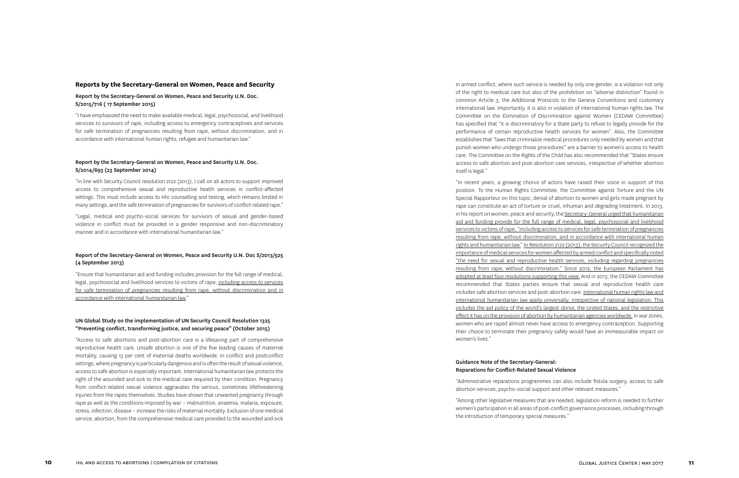## Reports by the Secretary-General on Women, Peace and Security

### Report by the Secretary-General on Women, Peace and Security U.N. Doc. S/2015/716 ( 17 September 2015)

"I have emphasized the need to make available medical, legal, psychosocial, and livelihood services to survivors of rape, including access to emergency contraceptives and services for safe termination of pregnancies resulting from rape, without discrimination, and in accordance with international human rights, refugee and humanitarian law."

### Report by the Secretary-General on Women, Peace and Security U.N. Doc. S/2014/693 (23 September 2014)

"In line with Security Council resolution 2122 (2013), I call on all actors to support improved access to comprehensive sexual and reproductive health services in conflict-affected settings. This must include access to HIV counselling and testing, which remains limited in many settings, and the safe termination of pregnancies for survivors of conflict-related rape."

"Legal, medical and psycho-social services for survivors of sexual and gender-based violence in conflict must be provided in a gender responsive and non-discriminatory manner and in accordance with international humanitarian law."

### Report of the Secretary-General on Women, Peace and Security U.N. Doc S/2013/525 (4 September 2013)

"Ensure that humanitarian aid and funding includes provision for the full range of medical, legal, psychosocial and livelihood services to victims of rape, including access to services for safe termination of pregnancies resulting from rape, without discrimination and in accordance with international humanitarian law."

### UN Global Study on the implementation of UN Security Council Resolution 1325 "Preventing conflict, transforming justice, and securing peace" (October 2015)

"Access to safe abortions and post-abortion care is a lifesaving part of comprehensive reproductive health care. Unsafe abortion is one of the five leading causes of maternal mortality, causing 13 per cent of maternal deaths worldwide. In conflict and postconflict settings, where pregnancy is particularly dangerous and is often the result of sexual violence, access to safe abortion is especially important. International humanitarian law protects the right of the wounded and sick to the medical care required by their condition. Pregnancy from conflict-related sexual violence aggravates the serious, sometimes lifethreatening injuries from the rapes themselves. Studies have shown that unwanted pregnancy through rape as well as the conditions imposed by war – malnutrition, anaemia, malaria, exposure, stress, infection, disease – increase the risks of maternal mortality. Exclusion of one medical service, abortion, from the comprehensive medical care provided to the wounded and sick in armed conflict, where such service is needed by only one gender, is a violation not only of the right to medical care but also of the prohibition on "adverse distinction" found in common Article 3, the Additional Protocols to the Geneva Conventions and customary international law. Importantly, it is also in violation of international human rights law. The Committee on the Elimination of Discrimination against Women (CEDAW Committee) has specified that "it is discriminatory for a State party to refuse to legally provide for the performance of certain reproductive health services for women". Also, the Committee establishes that "laws that criminalize medical procedures only needed by women and that punish women who undergo those procedures" are a barrier to women's access to health care. The Committee on the Rights of the Child has also recommended that "States ensure access to safe abortion and post-abortion care services, irrespective of whether abortion itself is legal."

"In recent years, a growing chorus of actors have raised their voice in support of this position. To the Human Rights Committee, the Committee against Torture and the UN Special Rapporteur on this topic, denial of abortion to women and girls made pregnant by rape can constitute an act of torture or cruel, inhuman and degrading treatment. In 2013, in his report on women, peace and security, the Secretary-General urged that humanitarian aid and funding provide for the full range of medical, legal, psychosocial and livelihood services to victims of rape, "including access to services for safe termination of pregnancies resulting from rape, without discrimination, and in accordance with international human rights and humanitarian law." In Resolution 2122 (2013), the Security Council recognized the importance of medical services for women affected by armed conflict and specifically noted "the need for sexual and reproductive health services, including regarding pregnancies resulting from rape, without discrimination." Since 2012, the European Parliament has adopted at least four resolutions supporting this view. And in 2013, the CEDAW Committee recommended that States parties ensure that sexual and reproductive health care includes safe abortion services and post-abortion care. International human rights law and international humanitarian law apply universally, irrespective of national legislation. This includes the aid policy of the world's largest donor, the United States, and the restrictive effect it has on the provision of abortion by humanitarian agencies worldwide. In war zones, women who are raped almost never have access to emergency contraception. Supporting their choice to terminate their pregnancy safely would have an immeasurable impact on women's lives."

### Guidance Note of the Secretary-General: Reparations for Conflict-Related Sexual Violence

"Administrative reparations programmes can also include fistula surgery, access to safe abortion services, psycho-social support and other relevant measures."

"Among other legislative measures that are needed, legislation reform is needed to further women's participation in all areas of post-conflict governance processes, including through the introduction of temporary special measures."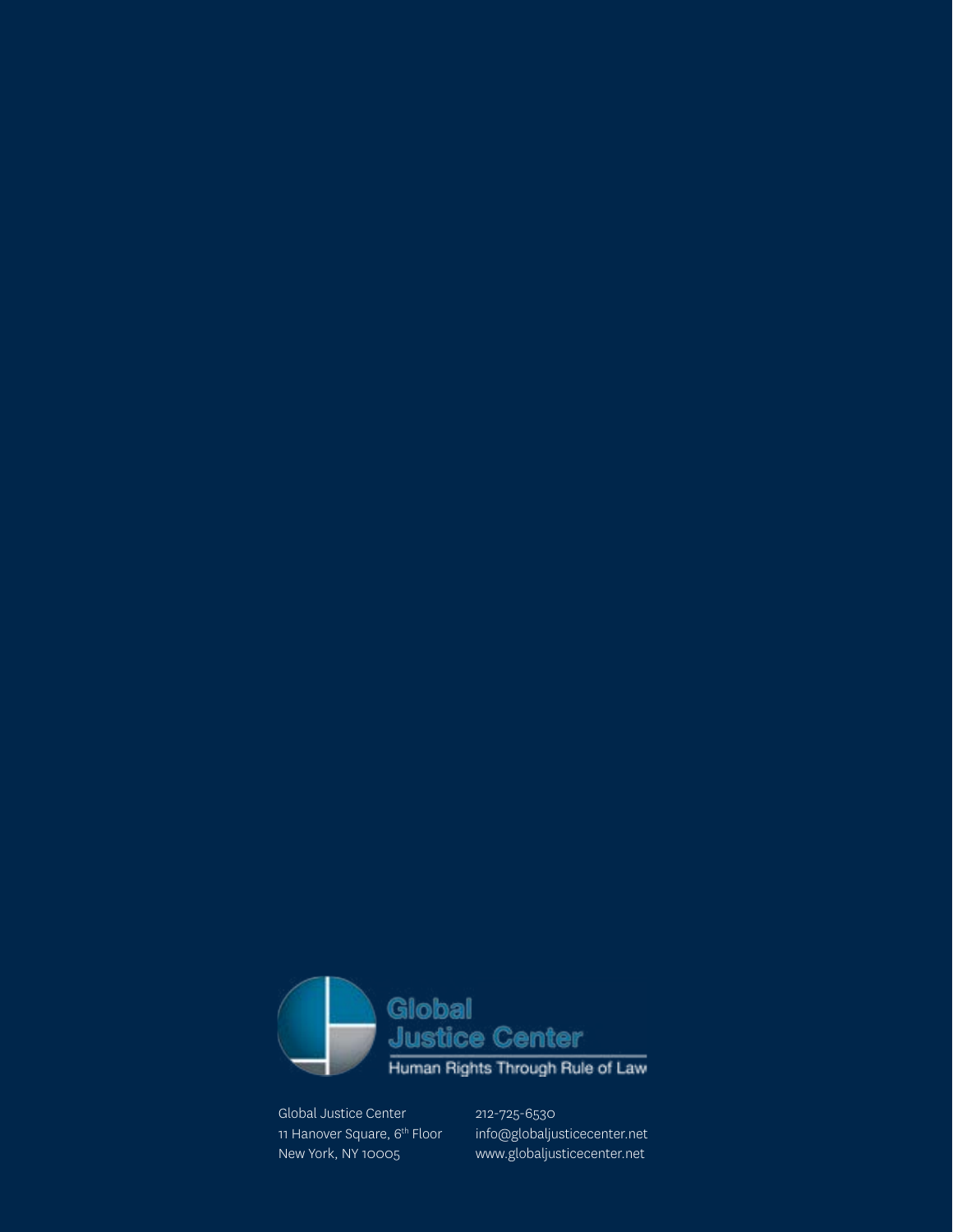Global
Justice Center
Human Rights Through Rule of Law

Global Justice Center
11 Hanover Square, 6th Floor
New York, NY 10005

212-725-6530
info@globaljusticecenter.net
www.globaljusticecenter.net